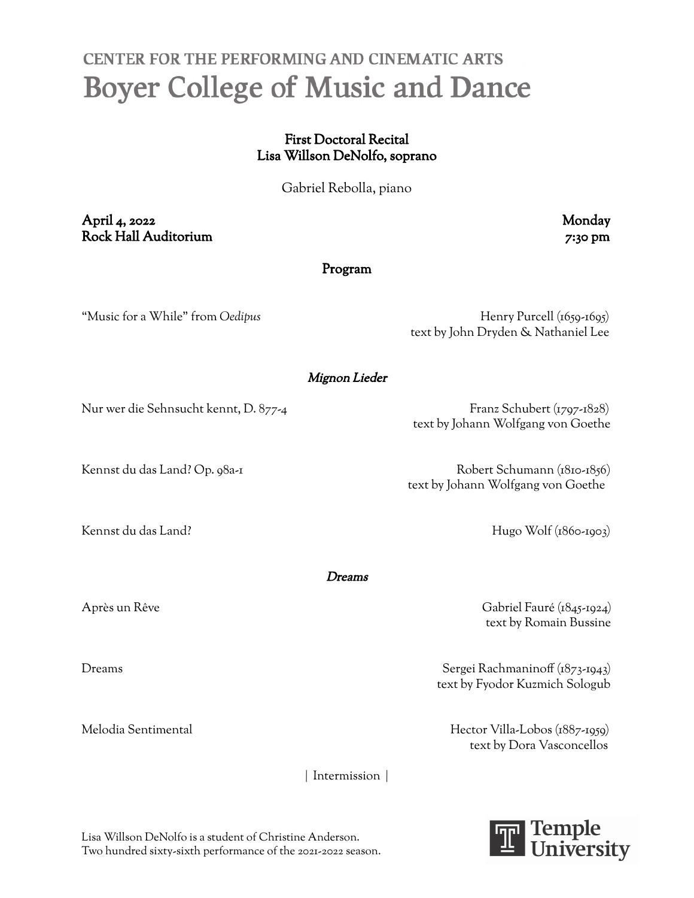CENTER FOR THE PERFORMING AND CINEMATIC ARTS

# Boyer College of Music and Dance

**First Doctoral Recital**
**Lisa Willson DeNolfo, soprano**

Gabriel Rebolla, piano

**April 4, 2022** — **Monday**
**Rock Hall Auditorium** — ***7:30 pm***

## Program

"Music for a While" from *Oedipus* — Henry Purcell (1659-1695)
text by John Dryden & Nathaniel Lee

### *Mignon Lieder*

Nur wer die Sehnsucht kennt, D. 877-4 — Franz Schubert (1797-1828)
text by Johann Wolfgang von Goethe

Kennst du das Land? Op. 98a-1 — Robert Schumann (1810-1856)
text by Johann Wolfgang von Goethe

Kennst du das Land? — Hugo Wolf (1860-1903)

### *Dreams*

Après un Rêve — Gabriel Fauré (1845-1924)
text by Romain Bussine

Dreams — Sergei Rachmaninoff (1873-1943)
text by Fyodor Kuzmich Sologub

Melodia Sentimental — Hector Villa-Lobos (1887-1959)
text by Dora Vasconcellos

| Intermission |

Lisa Willson DeNolfo is a student of Christine Anderson.
Two hundred sixty-sixth performance of the 2021-2022 season.

Temple University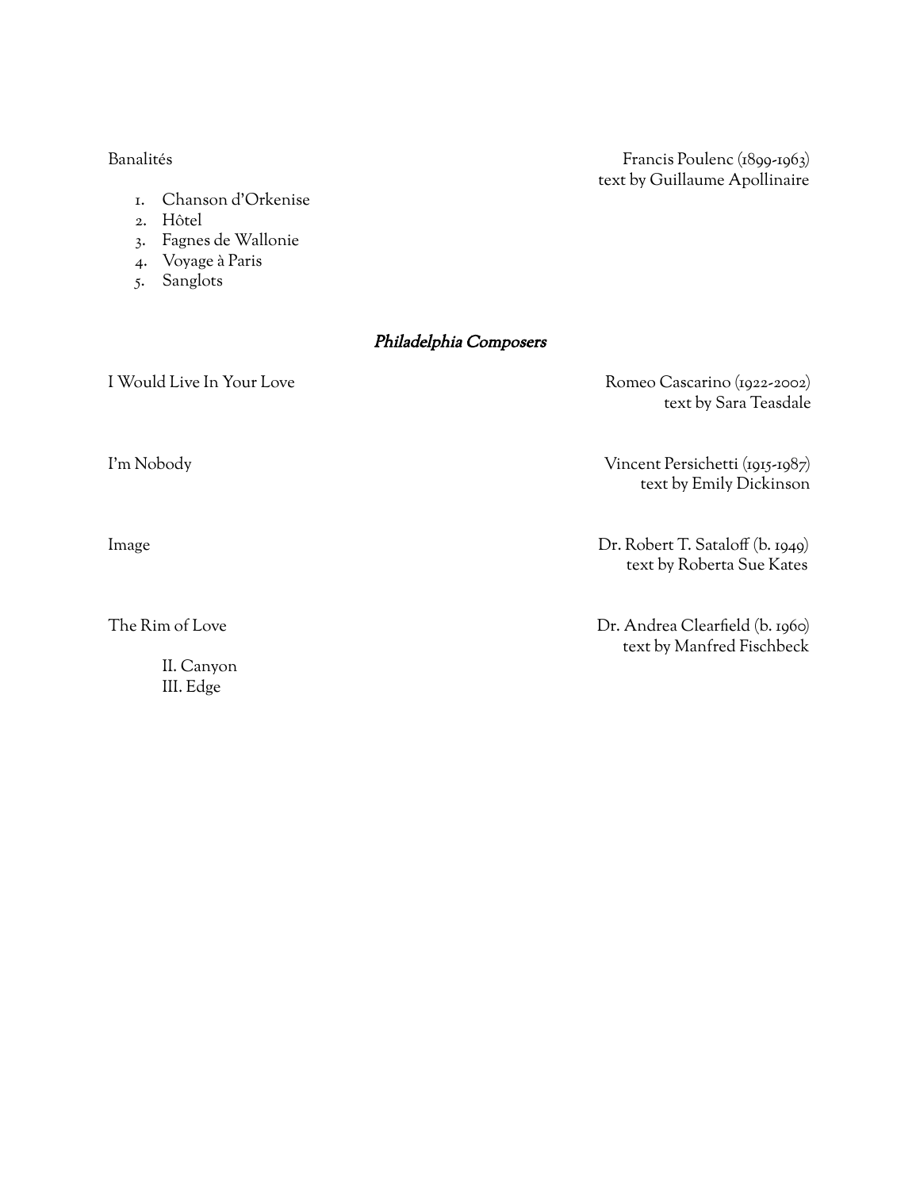Banalités — Francis Poulenc (1899-1963)
text by Guillaume Apollinaire

1. Chanson d'Orkenise
2. Hôtel
3. Fagnes de Wallonie
4. Voyage à Paris
5. Sanglots

## *Philadelphia Composers*

I Would Live In Your Love — Romeo Cascarino (1922-2002)
text by Sara Teasdale

I'm Nobody — Vincent Persichetti (1915-1987)
text by Emily Dickinson

Image — Dr. Robert T. Sataloff (b. 1949)
text by Roberta Sue Kates

The Rim of Love — Dr. Andrea Clearfield (b. 1960)
text by Manfred Fischbeck

II. Canyon
III. Edge